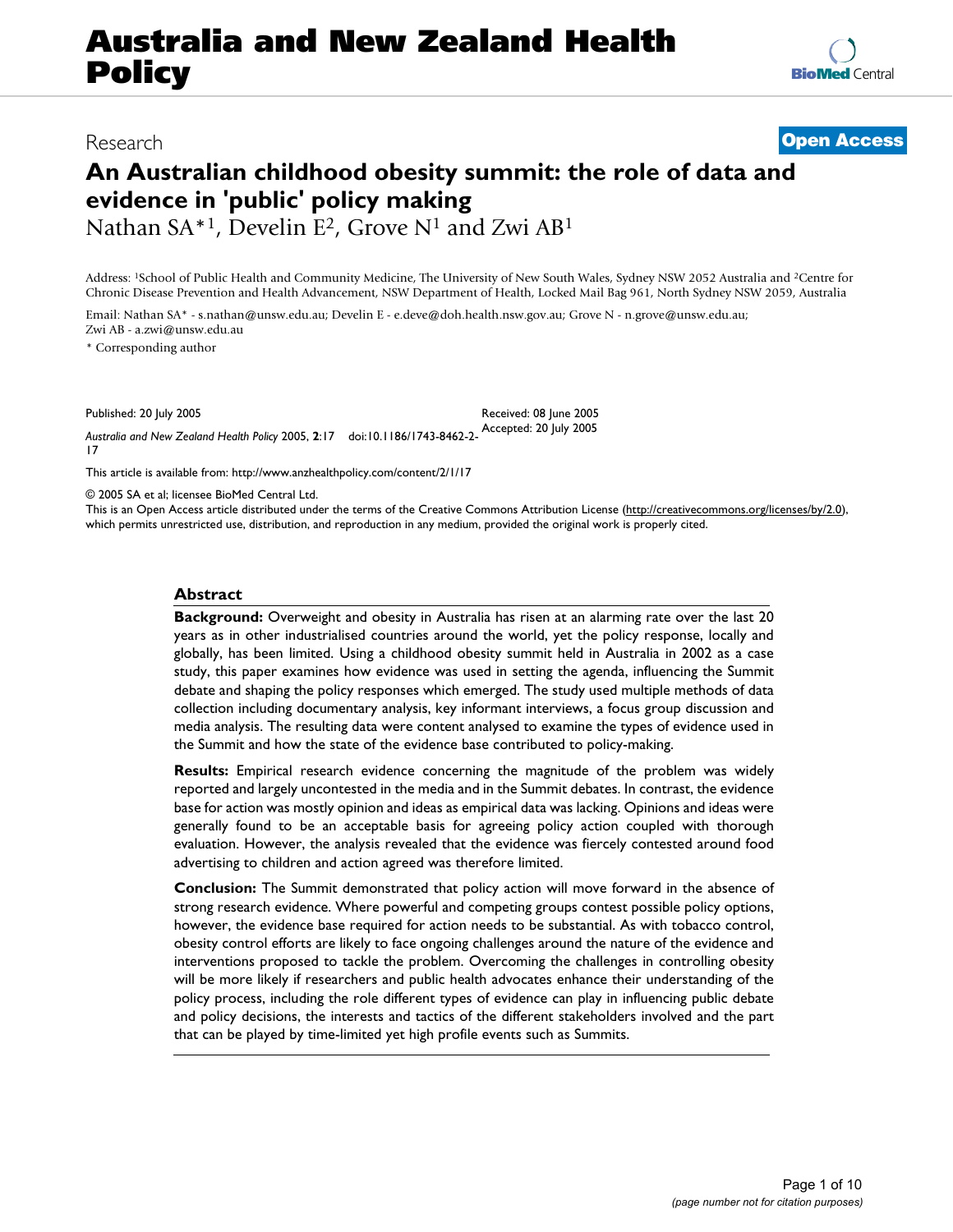Australia and New Zealand Health Policy

Research

Open Access

# An Australian childhood obesity summit: the role of data and evidence in 'public' policy making

Nathan SA*[1], Develin E[2], Grove N[1] and Zwi AB[1]

Address: [1]School of Public Health and Community Medicine, The University of New South Wales, Sydney NSW 2052 Australia and [2]Centre for Chronic Disease Prevention and Health Advancement, NSW Department of Health, Locked Mail Bag 961, North Sydney NSW 2059, Australia

Email: Nathan SA* - s.nathan@unsw.edu.au; Develin E - e.deve@doh.health.nsw.gov.au; Grove N - n.grove@unsw.edu.au; Zwi AB - a.zwi@unsw.edu.au

\* Corresponding author

Published: 20 July 2005

Received: 08 June 2005

Accepted: 20 July 2005

*Australia and New Zealand Health Policy* 2005, **2**:17 doi:10.1186/1743-8462-2-17

This article is available from: http://www.anzhealthpolicy.com/content/2/1/17

© 2005 SA et al; licensee BioMed Central Ltd.

This is an Open Access article distributed under the terms of the Creative Commons Attribution License (http://creativecommons.org/licenses/by/2.0), which permits unrestricted use, distribution, and reproduction in any medium, provided the original work is properly cited.

## Abstract

**Background:** Overweight and obesity in Australia has risen at an alarming rate over the last 20 years as in other industrialised countries around the world, yet the policy response, locally and globally, has been limited. Using a childhood obesity summit held in Australia in 2002 as a case study, this paper examines how evidence was used in setting the agenda, influencing the Summit debate and shaping the policy responses which emerged. The study used multiple methods of data collection including documentary analysis, key informant interviews, a focus group discussion and media analysis. The resulting data were content analysed to examine the types of evidence used in the Summit and how the state of the evidence base contributed to policy-making.

**Results:** Empirical research evidence concerning the magnitude of the problem was widely reported and largely uncontested in the media and in the Summit debates. In contrast, the evidence base for action was mostly opinion and ideas as empirical data was lacking. Opinions and ideas were generally found to be an acceptable basis for agreeing policy action coupled with thorough evaluation. However, the analysis revealed that the evidence was fiercely contested around food advertising to children and action agreed was therefore limited.

**Conclusion:** The Summit demonstrated that policy action will move forward in the absence of strong research evidence. Where powerful and competing groups contest possible policy options, however, the evidence base required for action needs to be substantial. As with tobacco control, obesity control efforts are likely to face ongoing challenges around the nature of the evidence and interventions proposed to tackle the problem. Overcoming the challenges in controlling obesity will be more likely if researchers and public health advocates enhance their understanding of the policy process, including the role different types of evidence can play in influencing public debate and policy decisions, the interests and tactics of the different stakeholders involved and the part that can be played by time-limited yet high profile events such as Summits.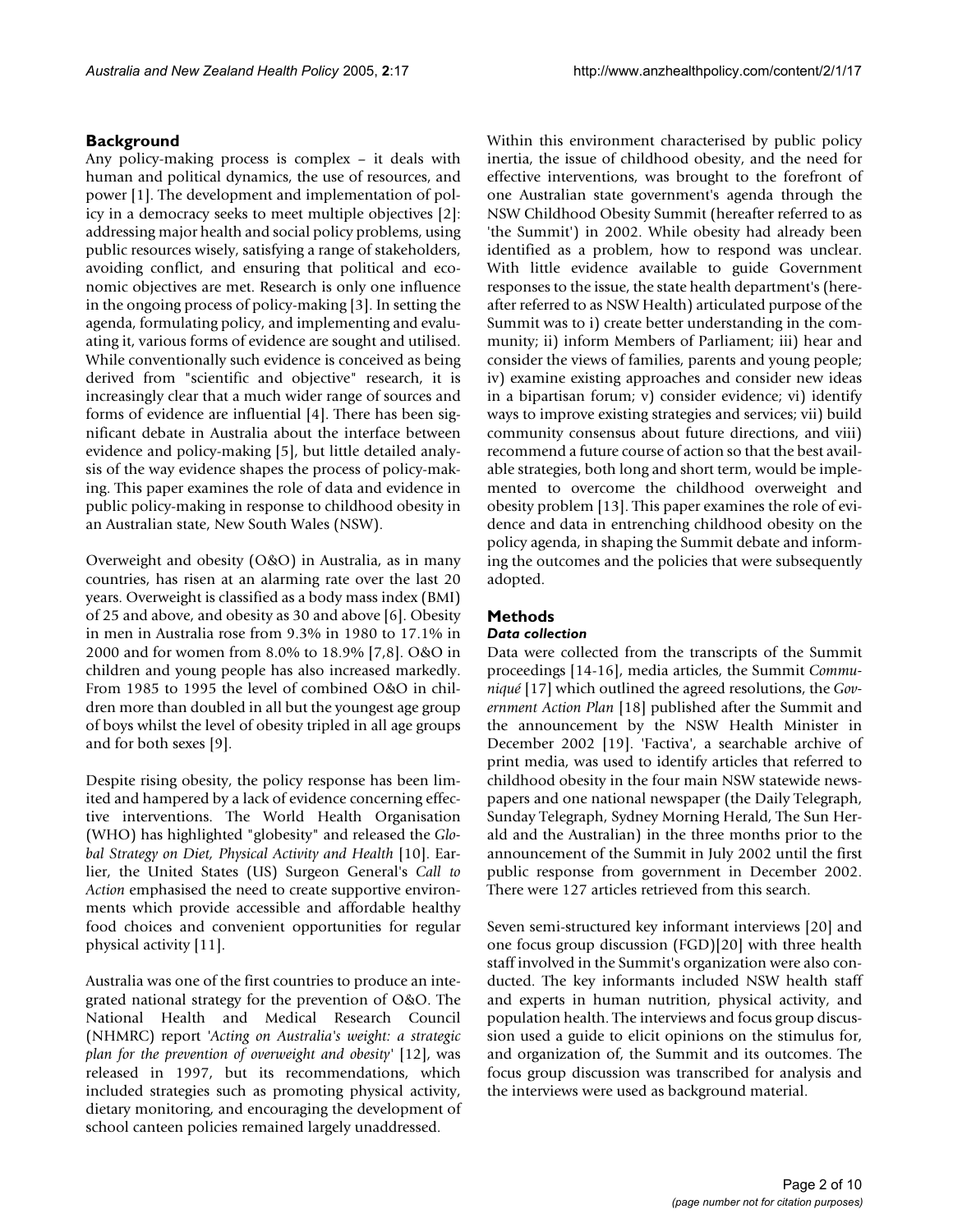## Background

Any policy-making process is complex – it deals with human and political dynamics, the use of resources, and power [1]. The development and implementation of policy in a democracy seeks to meet multiple objectives [2]: addressing major health and social policy problems, using public resources wisely, satisfying a range of stakeholders, avoiding conflict, and ensuring that political and economic objectives are met. Research is only one influence in the ongoing process of policy-making [3]. In setting the agenda, formulating policy, and implementing and evaluating it, various forms of evidence are sought and utilised. While conventionally such evidence is conceived as being derived from "scientific and objective" research, it is increasingly clear that a much wider range of sources and forms of evidence are influential [4]. There has been significant debate in Australia about the interface between evidence and policy-making [5], but little detailed analysis of the way evidence shapes the process of policy-making. This paper examines the role of data and evidence in public policy-making in response to childhood obesity in an Australian state, New South Wales (NSW).

Overweight and obesity (O&O) in Australia, as in many countries, has risen at an alarming rate over the last 20 years. Overweight is classified as a body mass index (BMI) of 25 and above, and obesity as 30 and above [6]. Obesity in men in Australia rose from 9.3% in 1980 to 17.1% in 2000 and for women from 8.0% to 18.9% [7,8]. O&O in children and young people has also increased markedly. From 1985 to 1995 the level of combined O&O in children more than doubled in all but the youngest age group of boys whilst the level of obesity tripled in all age groups and for both sexes [9].

Despite rising obesity, the policy response has been limited and hampered by a lack of evidence concerning effective interventions. The World Health Organisation (WHO) has highlighted "globesity" and released the *Global Strategy on Diet, Physical Activity and Health* [10]. Earlier, the United States (US) Surgeon General's *Call to Action* emphasised the need to create supportive environments which provide accessible and affordable healthy food choices and convenient opportunities for regular physical activity [11].

Australia was one of the first countries to produce an integrated national strategy for the prevention of O&O. The National Health and Medical Research Council (NHMRC) report '*Acting on Australia's weight: a strategic plan for the prevention of overweight and obesity*' [12], was released in 1997, but its recommendations, which included strategies such as promoting physical activity, dietary monitoring, and encouraging the development of school canteen policies remained largely unaddressed.

Within this environment characterised by public policy inertia, the issue of childhood obesity, and the need for effective interventions, was brought to the forefront of one Australian state government's agenda through the NSW Childhood Obesity Summit (hereafter referred to as 'the Summit') in 2002. While obesity had already been identified as a problem, how to respond was unclear. With little evidence available to guide Government responses to the issue, the state health department's (hereafter referred to as NSW Health) articulated purpose of the Summit was to i) create better understanding in the community; ii) inform Members of Parliament; iii) hear and consider the views of families, parents and young people; iv) examine existing approaches and consider new ideas in a bipartisan forum; v) consider evidence; vi) identify ways to improve existing strategies and services; vii) build community consensus about future directions, and viii) recommend a future course of action so that the best available strategies, both long and short term, would be implemented to overcome the childhood overweight and obesity problem [13]. This paper examines the role of evidence and data in entrenching childhood obesity on the policy agenda, in shaping the Summit debate and informing the outcomes and the policies that were subsequently adopted.

## Methods

### Data collection

Data were collected from the transcripts of the Summit proceedings [14-16], media articles, the Summit *Communiqué* [17] which outlined the agreed resolutions, the *Government Action Plan* [18] published after the Summit and the announcement by the NSW Health Minister in December 2002 [19]. 'Factiva', a searchable archive of print media, was used to identify articles that referred to childhood obesity in the four main NSW statewide newspapers and one national newspaper (the Daily Telegraph, Sunday Telegraph, Sydney Morning Herald, The Sun Herald and the Australian) in the three months prior to the announcement of the Summit in July 2002 until the first public response from government in December 2002. There were 127 articles retrieved from this search.

Seven semi-structured key informant interviews [20] and one focus group discussion (FGD)[20] with three health staff involved in the Summit's organization were also conducted. The key informants included NSW health staff and experts in human nutrition, physical activity, and population health. The interviews and focus group discussion used a guide to elicit opinions on the stimulus for, and organization of, the Summit and its outcomes. The focus group discussion was transcribed for analysis and the interviews were used as background material.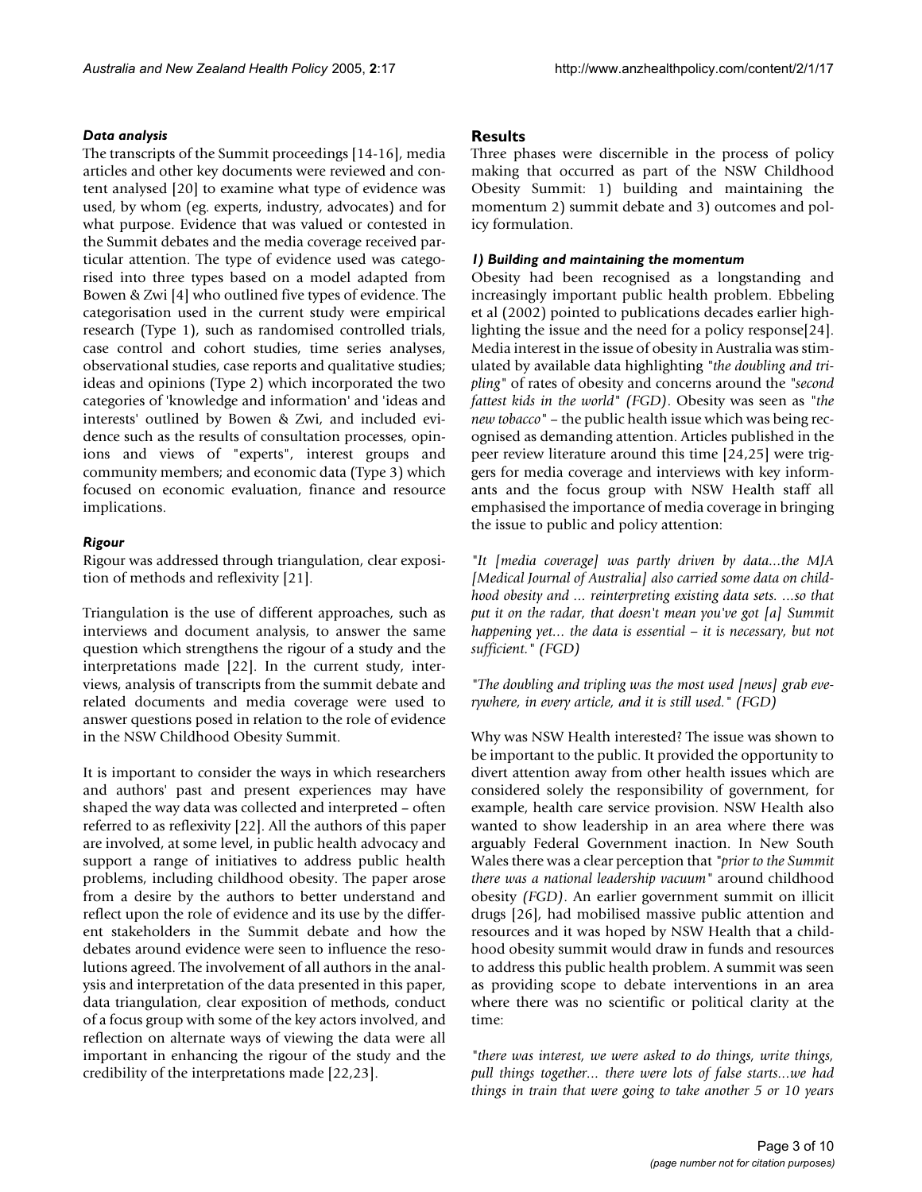### *Data analysis*

The transcripts of the Summit proceedings [14-16], media articles and other key documents were reviewed and content analysed [20] to examine what type of evidence was used, by whom (eg. experts, industry, advocates) and for what purpose. Evidence that was valued or contested in the Summit debates and the media coverage received particular attention. The type of evidence used was categorised into three types based on a model adapted from Bowen & Zwi [4] who outlined five types of evidence. The categorisation used in the current study were empirical research (Type 1), such as randomised controlled trials, case control and cohort studies, time series analyses, observational studies, case reports and qualitative studies; ideas and opinions (Type 2) which incorporated the two categories of 'knowledge and information' and 'ideas and interests' outlined by Bowen & Zwi, and included evidence such as the results of consultation processes, opinions and views of "experts", interest groups and community members; and economic data (Type 3) which focused on economic evaluation, finance and resource implications.

### *Rigour*

Rigour was addressed through triangulation, clear exposition of methods and reflexivity [21].

Triangulation is the use of different approaches, such as interviews and document analysis, to answer the same question which strengthens the rigour of a study and the interpretations made [22]. In the current study, interviews, analysis of transcripts from the summit debate and related documents and media coverage were used to answer questions posed in relation to the role of evidence in the NSW Childhood Obesity Summit.

It is important to consider the ways in which researchers and authors' past and present experiences may have shaped the way data was collected and interpreted – often referred to as reflexivity [22]. All the authors of this paper are involved, at some level, in public health advocacy and support a range of initiatives to address public health problems, including childhood obesity. The paper arose from a desire by the authors to better understand and reflect upon the role of evidence and its use by the different stakeholders in the Summit debate and how the debates around evidence were seen to influence the resolutions agreed. The involvement of all authors in the analysis and interpretation of the data presented in this paper, data triangulation, clear exposition of methods, conduct of a focus group with some of the key actors involved, and reflection on alternate ways of viewing the data were all important in enhancing the rigour of the study and the credibility of the interpretations made [22,23].

## Results

Three phases were discernible in the process of policy making that occurred as part of the NSW Childhood Obesity Summit: 1) building and maintaining the momentum 2) summit debate and 3) outcomes and policy formulation.

### *1) Building and maintaining the momentum*

Obesity had been recognised as a longstanding and increasingly important public health problem. Ebbeling et al (2002) pointed to publications decades earlier highlighting the issue and the need for a policy response[24]. Media interest in the issue of obesity in Australia was stimulated by available data highlighting "*the doubling and tripling*" of rates of obesity and concerns around the "*second fattest kids in the world*" *(FGD)*. Obesity was seen as "*the new tobacco*" – the public health issue which was being recognised as demanding attention. Articles published in the peer review literature around this time [24,25] were triggers for media coverage and interviews with key informants and the focus group with NSW Health staff all emphasised the importance of media coverage in bringing the issue to public and policy attention:

*"It [media coverage] was partly driven by data...the MJA [Medical Journal of Australia] also carried some data on childhood obesity and ... reinterpreting existing data sets. ...so that put it on the radar, that doesn't mean you've got [a] Summit happening yet... the data is essential – it is necessary, but not sufficient." (FGD)*

*"The doubling and tripling was the most used [news] grab everywhere, in every article, and it is still used." (FGD)*

Why was NSW Health interested? The issue was shown to be important to the public. It provided the opportunity to divert attention away from other health issues which are considered solely the responsibility of government, for example, health care service provision. NSW Health also wanted to show leadership in an area where there was arguably Federal Government inaction. In New South Wales there was a clear perception that "*prior to the Summit there was a national leadership vacuum*" around childhood obesity *(FGD)*. An earlier government summit on illicit drugs [26], had mobilised massive public attention and resources and it was hoped by NSW Health that a childhood obesity summit would draw in funds and resources to address this public health problem. A summit was seen as providing scope to debate interventions in an area where there was no scientific or political clarity at the time:

*"there was interest, we were asked to do things, write things, pull things together... there were lots of false starts...we had things in train that were going to take another 5 or 10 years*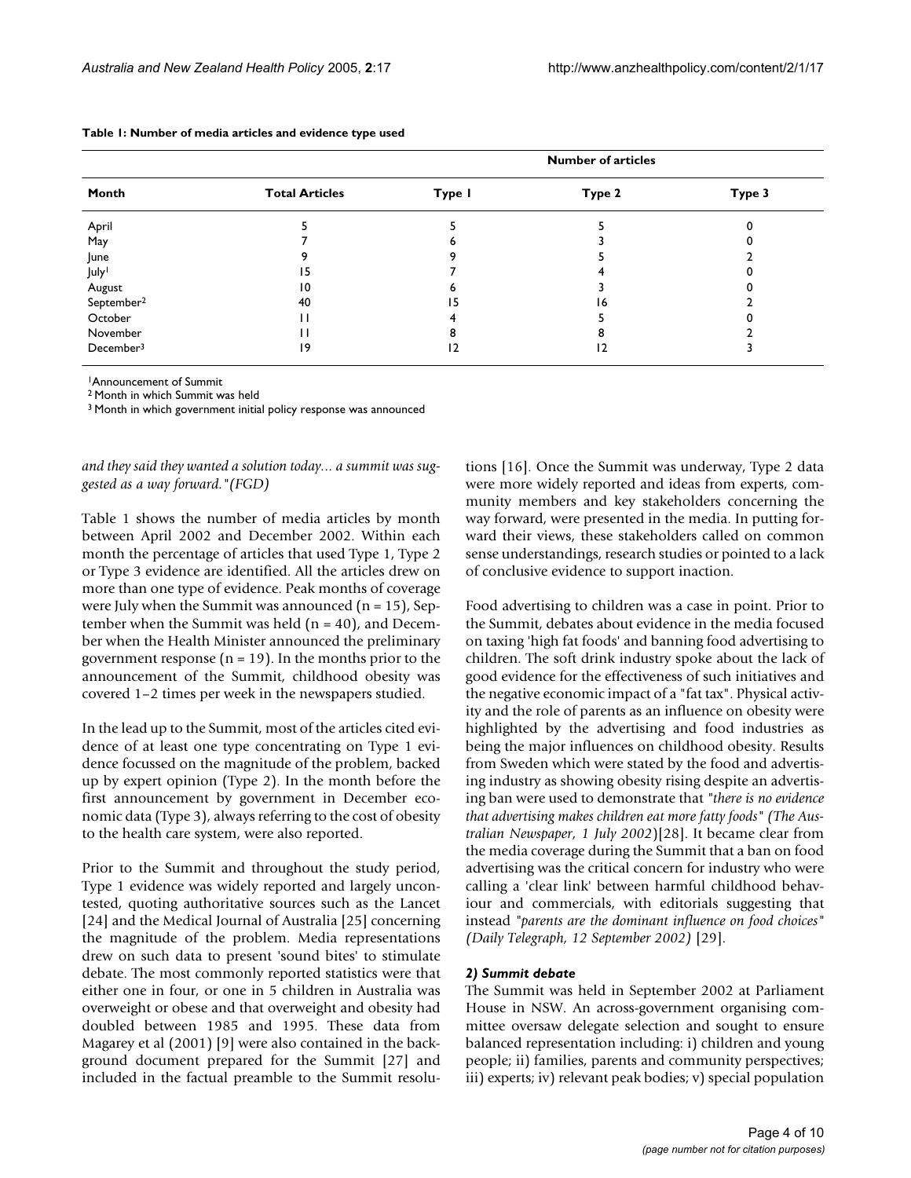**Table 1: Number of media articles and evidence type used**

| Month | Total Articles | Number of articles | | |
|---|---|---|---|---|
| | | Type 1 | Type 2 | Type 3 |
| April | 5 | 5 | 5 | 0 |
| May | 7 | 6 | 3 | 0 |
| June | 9 | 9 | 5 | 2 |
| July[1] | 15 | 7 | 4 | 0 |
| August | 10 | 6 | 3 | 0 |
| September[2] | 40 | 15 | 16 | 2 |
| October | 11 | 4 | 5 | 0 |
| November | 11 | 8 | 8 | 2 |
| December[3] | 19 | 12 | 12 | 3 |

[1]Announcement of Summit
[2] Month in which Summit was held
[3] Month in which government initial policy response was announced

*and they said they wanted a solution today... a summit was suggested as a way forward."(FGD)*

Table 1 shows the number of media articles by month between April 2002 and December 2002. Within each month the percentage of articles that used Type 1, Type 2 or Type 3 evidence are identified. All the articles drew on more than one type of evidence. Peak months of coverage were July when the Summit was announced (n = 15), September when the Summit was held (n = 40), and December when the Health Minister announced the preliminary government response (n = 19). In the months prior to the announcement of the Summit, childhood obesity was covered 1–2 times per week in the newspapers studied.

In the lead up to the Summit, most of the articles cited evidence of at least one type concentrating on Type 1 evidence focussed on the magnitude of the problem, backed up by expert opinion (Type 2). In the month before the first announcement by government in December economic data (Type 3), always referring to the cost of obesity to the health care system, were also reported.

Prior to the Summit and throughout the study period, Type 1 evidence was widely reported and largely uncontested, quoting authoritative sources such as the Lancet [24] and the Medical Journal of Australia [25] concerning the magnitude of the problem. Media representations drew on such data to present 'sound bites' to stimulate debate. The most commonly reported statistics were that either one in four, or one in 5 children in Australia was overweight or obese and that overweight and obesity had doubled between 1985 and 1995. These data from Magarey et al (2001) [9] were also contained in the background document prepared for the Summit [27] and included in the factual preamble to the Summit resolutions [16]. Once the Summit was underway, Type 2 data were more widely reported and ideas from experts, community members and key stakeholders concerning the way forward, were presented in the media. In putting forward their views, these stakeholders called on common sense understandings, research studies or pointed to a lack of conclusive evidence to support inaction.

Food advertising to children was a case in point. Prior to the Summit, debates about evidence in the media focused on taxing 'high fat foods' and banning food advertising to children. The soft drink industry spoke about the lack of good evidence for the effectiveness of such initiatives and the negative economic impact of a "fat tax". Physical activity and the role of parents as an influence on obesity were highlighted by the advertising and food industries as being the major influences on childhood obesity. Results from Sweden which were stated by the food and advertising industry as showing obesity rising despite an advertising ban were used to demonstrate that *"there is no evidence that advertising makes children eat more fatty foods" (The Australian Newspaper, 1 July 2002)*[28]. It became clear from the media coverage during the Summit that a ban on food advertising was the critical concern for industry who were calling a 'clear link' between harmful childhood behaviour and commercials, with editorials suggesting that instead *"parents are the dominant influence on food choices" (Daily Telegraph, 12 September 2002)* [29].

### *2) Summit debate*

The Summit was held in September 2002 at Parliament House in NSW. An across-government organising committee oversaw delegate selection and sought to ensure balanced representation including: i) children and young people; ii) families, parents and community perspectives; iii) experts; iv) relevant peak bodies; v) special population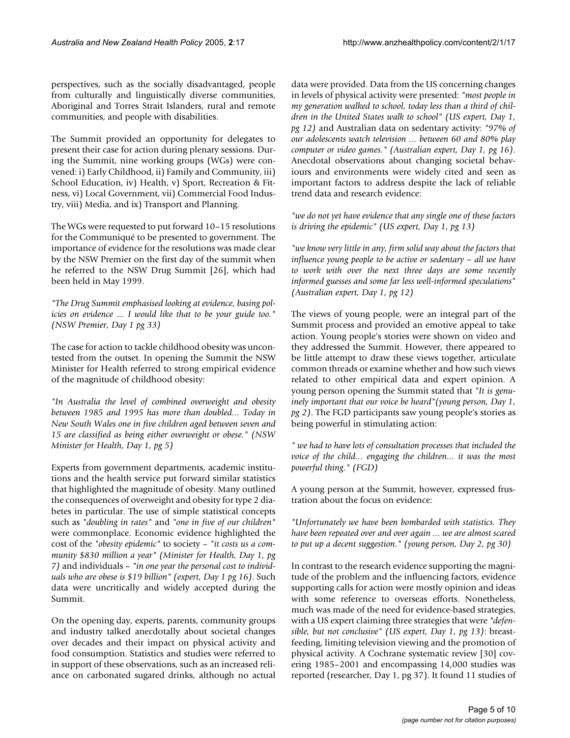perspectives, such as the socially disadvantaged, people from culturally and linguistically diverse communities, Aboriginal and Torres Strait Islanders, rural and remote communities, and people with disabilities.

The Summit provided an opportunity for delegates to present their case for action during plenary sessions. During the Summit, nine working groups (WGs) were convened: i) Early Childhood, ii) Family and Community, iii) School Education, iv) Health, v) Sport, Recreation & Fitness, vi) Local Government, vii) Commercial Food Industry, viii) Media, and ix) Transport and Planning.

The WGs were requested to put forward 10–15 resolutions for the Communiqué to be presented to government. The importance of evidence for the resolutions was made clear by the NSW Premier on the first day of the summit when he referred to the NSW Drug Summit [26], which had been held in May 1999.

*"The Drug Summit emphasised looking at evidence, basing policies on evidence ... I would like that to be your guide too." (NSW Premier, Day 1 pg 33)*

The case for action to tackle childhood obesity was uncontested from the outset. In opening the Summit the NSW Minister for Health referred to strong empirical evidence of the magnitude of childhood obesity:

*"In Australia the level of combined overweight and obesity between 1985 and 1995 has more than doubled... Today in New South Wales one in five children aged between seven and 15 are classified as being either overweight or obese." (NSW Minister for Health, Day 1, pg 5)*

Experts from government departments, academic institutions and the health service put forward similar statistics that highlighted the magnitude of obesity. Many outlined the consequences of overweight and obesity for type 2 diabetes in particular. The use of simple statistical concepts such as *"doubling in rates"* and *"one in five of our children"* were commonplace. Economic evidence highlighted the cost of the *"obesity epidemic"* to society – *"it costs us a community $830 million a year" (Minister for Health, Day 1, pg 7)* and individuals – *"in one year the personal cost to individuals who are obese is $19 billion" (expert, Day 1 pg 16)*. Such data were uncritically and widely accepted during the Summit.

On the opening day, experts, parents, community groups and industry talked anecdotally about societal changes over decades and their impact on physical activity and food consumption. Statistics and studies were referred to in support of these observations, such as an increased reliance on carbonated sugared drinks, although no actual data were provided. Data from the US concerning changes in levels of physical activity were presented: *"most people in my generation walked to school, today less than a third of children in the United States walk to school" (US expert, Day 1, pg 12)* and Australian data on sedentary activity: *"97% of our adolescents watch television ... between 60 and 80% play computer or video games." (Australian expert, Day 1, pg 16)*. Anecdotal observations about changing societal behaviours and environments were widely cited and seen as important factors to address despite the lack of reliable trend data and research evidence:

*"we do not yet have evidence that any single one of these factors is driving the epidemic" (US expert, Day 1, pg 13)*

*"we know very little in any, firm solid way about the factors that influence young people to be active or sedentary – all we have to work with over the next three days are some recently informed guesses and some far less well-informed speculations" (Australian expert, Day 1, pg 12)*

The views of young people, were an integral part of the Summit process and provided an emotive appeal to take action. Young people's stories were shown on video and they addressed the Summit. However, there appeared to be little attempt to draw these views together, articulate common threads or examine whether and how such views related to other empirical data and expert opinion. A young person opening the Summit stated that *"It is genuinely important that our voice be heard"(young person, Day 1, pg 2)*. The FGD participants saw young people's stories as being powerful in stimulating action:

*" we had to have lots of consultation processes that included the voice of the child... engaging the children... it was the most powerful thing." (FGD)*

A young person at the Summit, however, expressed frustration about the focus on evidence:

*"Unfortunately we have been bombarded with statistics. They have been repeated over and over again ... we are almost scared to put up a decent suggestion." (young person, Day 2, pg 30)*

In contrast to the research evidence supporting the magnitude of the problem and the influencing factors, evidence supporting calls for action were mostly opinion and ideas with some reference to overseas efforts. Nonetheless, much was made of the need for evidence-based strategies, with a US expert claiming three strategies that were *"defensible, but not conclusive" (US expert, Day 1, pg 13)*: breastfeeding, limiting television viewing and the promotion of physical activity. A Cochrane systematic review [30] covering 1985–2001 and encompassing 14,000 studies was reported (researcher, Day 1, pg 37). It found 11 studies of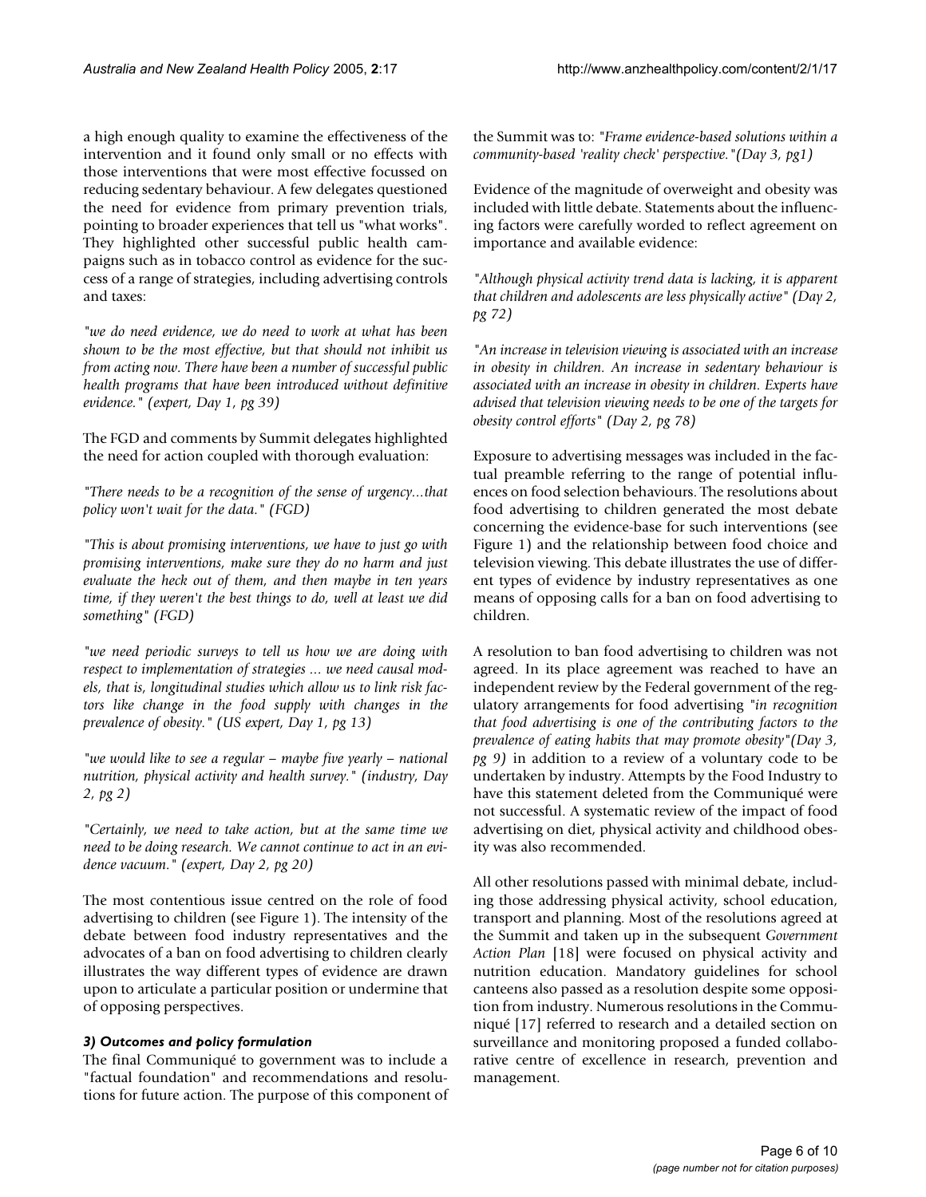a high enough quality to examine the effectiveness of the intervention and it found only small or no effects with those interventions that were most effective focussed on reducing sedentary behaviour. A few delegates questioned the need for evidence from primary prevention trials, pointing to broader experiences that tell us "what works". They highlighted other successful public health campaigns such as in tobacco control as evidence for the success of a range of strategies, including advertising controls and taxes:

*"we do need evidence, we do need to work at what has been shown to be the most effective, but that should not inhibit us from acting now. There have been a number of successful public health programs that have been introduced without definitive evidence." (expert, Day 1, pg 39)*

The FGD and comments by Summit delegates highlighted the need for action coupled with thorough evaluation:

*"There needs to be a recognition of the sense of urgency...that policy won't wait for the data." (FGD)*

*"This is about promising interventions, we have to just go with promising interventions, make sure they do no harm and just evaluate the heck out of them, and then maybe in ten years time, if they weren't the best things to do, well at least we did something" (FGD)*

*"we need periodic surveys to tell us how we are doing with respect to implementation of strategies ... we need causal models, that is, longitudinal studies which allow us to link risk factors like change in the food supply with changes in the prevalence of obesity." (US expert, Day 1, pg 13)*

*"we would like to see a regular – maybe five yearly – national nutrition, physical activity and health survey." (industry, Day 2, pg 2)*

*"Certainly, we need to take action, but at the same time we need to be doing research. We cannot continue to act in an evidence vacuum." (expert, Day 2, pg 20)*

The most contentious issue centred on the role of food advertising to children (see Figure 1). The intensity of the debate between food industry representatives and the advocates of a ban on food advertising to children clearly illustrates the way different types of evidence are drawn upon to articulate a particular position or undermine that of opposing perspectives.

### 3) Outcomes and policy formulation

The final Communiqué to government was to include a "factual foundation" and recommendations and resolutions for future action. The purpose of this component of the Summit was to: *"Frame evidence-based solutions within a community-based 'reality check' perspective."(Day 3, pg1)*

Evidence of the magnitude of overweight and obesity was included with little debate. Statements about the influencing factors were carefully worded to reflect agreement on importance and available evidence:

*"Although physical activity trend data is lacking, it is apparent that children and adolescents are less physically active" (Day 2, pg 72)*

*"An increase in television viewing is associated with an increase in obesity in children. An increase in sedentary behaviour is associated with an increase in obesity in children. Experts have advised that television viewing needs to be one of the targets for obesity control efforts" (Day 2, pg 78)*

Exposure to advertising messages was included in the factual preamble referring to the range of potential influences on food selection behaviours. The resolutions about food advertising to children generated the most debate concerning the evidence-base for such interventions (see Figure 1) and the relationship between food choice and television viewing. This debate illustrates the use of different types of evidence by industry representatives as one means of opposing calls for a ban on food advertising to children.

A resolution to ban food advertising to children was not agreed. In its place agreement was reached to have an independent review by the Federal government of the regulatory arrangements for food advertising *"in recognition that food advertising is one of the contributing factors to the prevalence of eating habits that may promote obesity"(Day 3, pg 9)* in addition to a review of a voluntary code to be undertaken by industry. Attempts by the Food Industry to have this statement deleted from the Communiqué were not successful. A systematic review of the impact of food advertising on diet, physical activity and childhood obesity was also recommended.

All other resolutions passed with minimal debate, including those addressing physical activity, school education, transport and planning. Most of the resolutions agreed at the Summit and taken up in the subsequent *Government Action Plan* [18] were focused on physical activity and nutrition education. Mandatory guidelines for school canteens also passed as a resolution despite some opposition from industry. Numerous resolutions in the Communiqué [17] referred to research and a detailed section on surveillance and monitoring proposed a funded collaborative centre of excellence in research, prevention and management.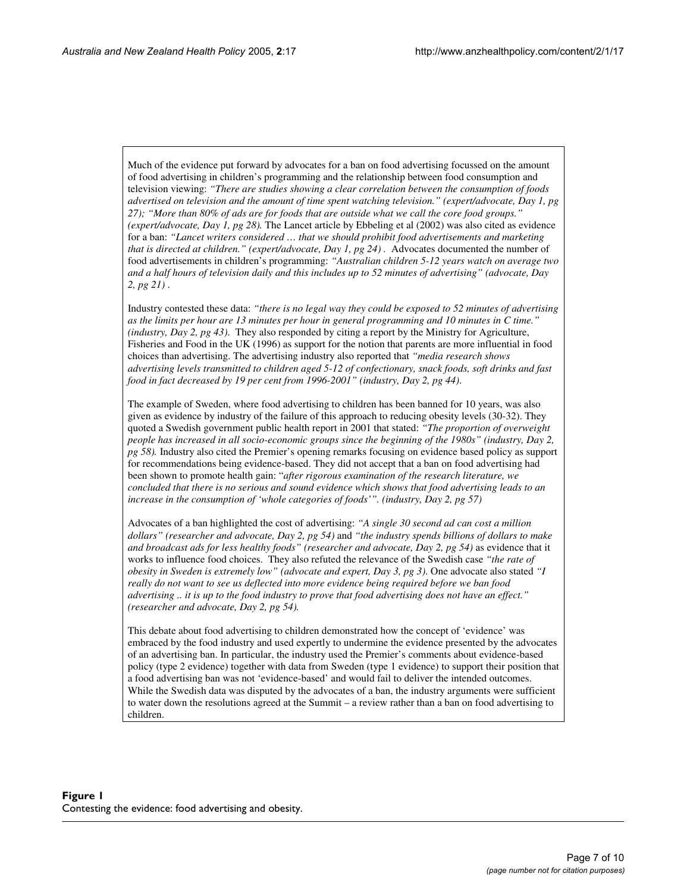Much of the evidence put forward by advocates for a ban on food advertising focussed on the amount of food advertising in children's programming and the relationship between food consumption and television viewing: *"There are studies showing a clear correlation between the consumption of foods advertised on television and the amount of time spent watching television." (expert/advocate, Day 1, pg 27); "More than 80% of ads are for foods that are outside what we call the core food groups." (expert/advocate, Day 1, pg 28).* The Lancet article by Ebbeling et al (2002) was also cited as evidence for a ban: *"Lancet writers considered … that we should prohibit food advertisements and marketing that is directed at children." (expert/advocate, Day 1, pg 24)* . Advocates documented the number of food advertisements in children's programming: *"Australian children 5-12 years watch on average two and a half hours of television daily and this includes up to 52 minutes of advertising" (advocate, Day 2, pg 21)* .

Industry contested these data: *"there is no legal way they could be exposed to 52 minutes of advertising as the limits per hour are 13 minutes per hour in general programming and 10 minutes in C time." (industry, Day 2, pg 43).* They also responded by citing a report by the Ministry for Agriculture, Fisheries and Food in the UK (1996) as support for the notion that parents are more influential in food choices than advertising. The advertising industry also reported that *"media research shows advertising levels transmitted to children aged 5-12 of confectionary, snack foods, soft drinks and fast food in fact decreased by 19 per cent from 1996-2001" (industry, Day 2, pg 44).*

The example of Sweden, where food advertising to children has been banned for 10 years, was also given as evidence by industry of the failure of this approach to reducing obesity levels (30-32). They quoted a Swedish government public health report in 2001 that stated: *"The proportion of overweight people has increased in all socio-economic groups since the beginning of the 1980s" (industry, Day 2, pg 58).* Industry also cited the Premier's opening remarks focusing on evidence based policy as support for recommendations being evidence-based. They did not accept that a ban on food advertising had been shown to promote health gain: "*after rigorous examination of the research literature, we concluded that there is no serious and sound evidence which shows that food advertising leads to an increase in the consumption of 'whole categories of foods'". (industry, Day 2, pg 57)*

Advocates of a ban highlighted the cost of advertising: *"A single 30 second ad can cost a million dollars" (researcher and advocate, Day 2, pg 54)* and *"the industry spends billions of dollars to make and broadcast ads for less healthy foods" (researcher and advocate, Day 2, pg 54)* as evidence that it works to influence food choices. They also refuted the relevance of the Swedish case *"the rate of obesity in Sweden is extremely low" (advocate and expert, Day 3, pg 3)*. One advocate also stated *"I really do not want to see us deflected into more evidence being required before we ban food advertising .. it is up to the food industry to prove that food advertising does not have an effect." (researcher and advocate, Day 2, pg 54).*

This debate about food advertising to children demonstrated how the concept of 'evidence' was embraced by the food industry and used expertly to undermine the evidence presented by the advocates of an advertising ban. In particular, the industry used the Premier's comments about evidence-based policy (type 2 evidence) together with data from Sweden (type 1 evidence) to support their position that a food advertising ban was not 'evidence-based' and would fail to deliver the intended outcomes. While the Swedish data was disputed by the advocates of a ban, the industry arguments were sufficient to water down the resolutions agreed at the Summit – a review rather than a ban on food advertising to children.

**Figure 1**
Contesting the evidence: food advertising and obesity.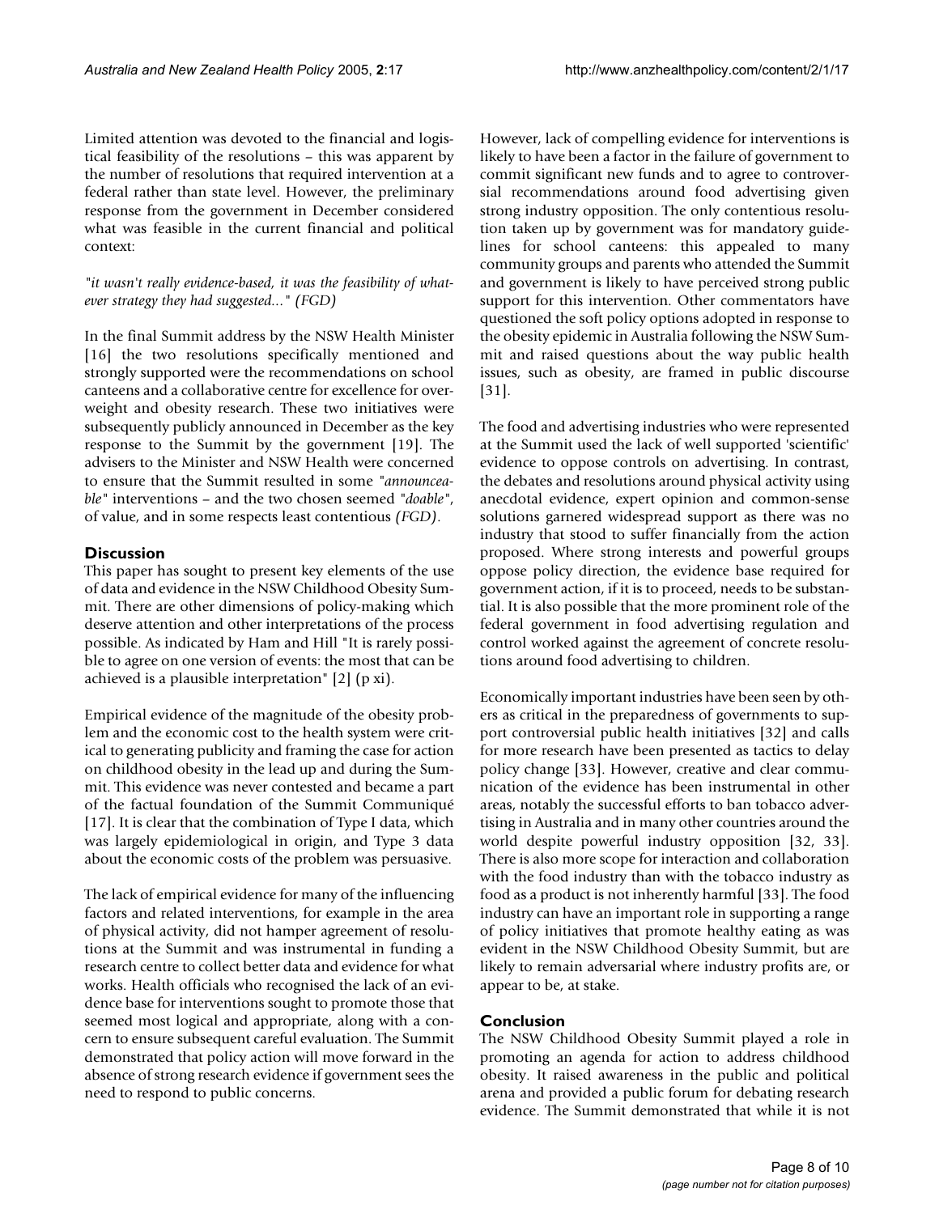Limited attention was devoted to the financial and logistical feasibility of the resolutions – this was apparent by the number of resolutions that required intervention at a federal rather than state level. However, the preliminary response from the government in December considered what was feasible in the current financial and political context:

*"it wasn't really evidence-based, it was the feasibility of whatever strategy they had suggested..." (FGD)*

In the final Summit address by the NSW Health Minister [16] the two resolutions specifically mentioned and strongly supported were the recommendations on school canteens and a collaborative centre for excellence for overweight and obesity research. These two initiatives were subsequently publicly announced in December as the key response to the Summit by the government [19]. The advisers to the Minister and NSW Health were concerned to ensure that the Summit resulted in some "*announceable*" interventions – and the two chosen seemed "*doable*", of value, and in some respects least contentious *(FGD)*.

## Discussion

This paper has sought to present key elements of the use of data and evidence in the NSW Childhood Obesity Summit. There are other dimensions of policy-making which deserve attention and other interpretations of the process possible. As indicated by Ham and Hill "It is rarely possible to agree on one version of events: the most that can be achieved is a plausible interpretation" [2] (p xi).

Empirical evidence of the magnitude of the obesity problem and the economic cost to the health system were critical to generating publicity and framing the case for action on childhood obesity in the lead up and during the Summit. This evidence was never contested and became a part of the factual foundation of the Summit Communiqué [17]. It is clear that the combination of Type I data, which was largely epidemiological in origin, and Type 3 data about the economic costs of the problem was persuasive.

The lack of empirical evidence for many of the influencing factors and related interventions, for example in the area of physical activity, did not hamper agreement of resolutions at the Summit and was instrumental in funding a research centre to collect better data and evidence for what works. Health officials who recognised the lack of an evidence base for interventions sought to promote those that seemed most logical and appropriate, along with a concern to ensure subsequent careful evaluation. The Summit demonstrated that policy action will move forward in the absence of strong research evidence if government sees the need to respond to public concerns.

However, lack of compelling evidence for interventions is likely to have been a factor in the failure of government to commit significant new funds and to agree to controversial recommendations around food advertising given strong industry opposition. The only contentious resolution taken up by government was for mandatory guidelines for school canteens: this appealed to many community groups and parents who attended the Summit and government is likely to have perceived strong public support for this intervention. Other commentators have questioned the soft policy options adopted in response to the obesity epidemic in Australia following the NSW Summit and raised questions about the way public health issues, such as obesity, are framed in public discourse [31].

The food and advertising industries who were represented at the Summit used the lack of well supported 'scientific' evidence to oppose controls on advertising. In contrast, the debates and resolutions around physical activity using anecdotal evidence, expert opinion and common-sense solutions garnered widespread support as there was no industry that stood to suffer financially from the action proposed. Where strong interests and powerful groups oppose policy direction, the evidence base required for government action, if it is to proceed, needs to be substantial. It is also possible that the more prominent role of the federal government in food advertising regulation and control worked against the agreement of concrete resolutions around food advertising to children.

Economically important industries have been seen by others as critical in the preparedness of governments to support controversial public health initiatives [32] and calls for more research have been presented as tactics to delay policy change [33]. However, creative and clear communication of the evidence has been instrumental in other areas, notably the successful efforts to ban tobacco advertising in Australia and in many other countries around the world despite powerful industry opposition [32, 33]. There is also more scope for interaction and collaboration with the food industry than with the tobacco industry as food as a product is not inherently harmful [33]. The food industry can have an important role in supporting a range of policy initiatives that promote healthy eating as was evident in the NSW Childhood Obesity Summit, but are likely to remain adversarial where industry profits are, or appear to be, at stake.

## Conclusion

The NSW Childhood Obesity Summit played a role in promoting an agenda for action to address childhood obesity. It raised awareness in the public and political arena and provided a public forum for debating research evidence. The Summit demonstrated that while it is not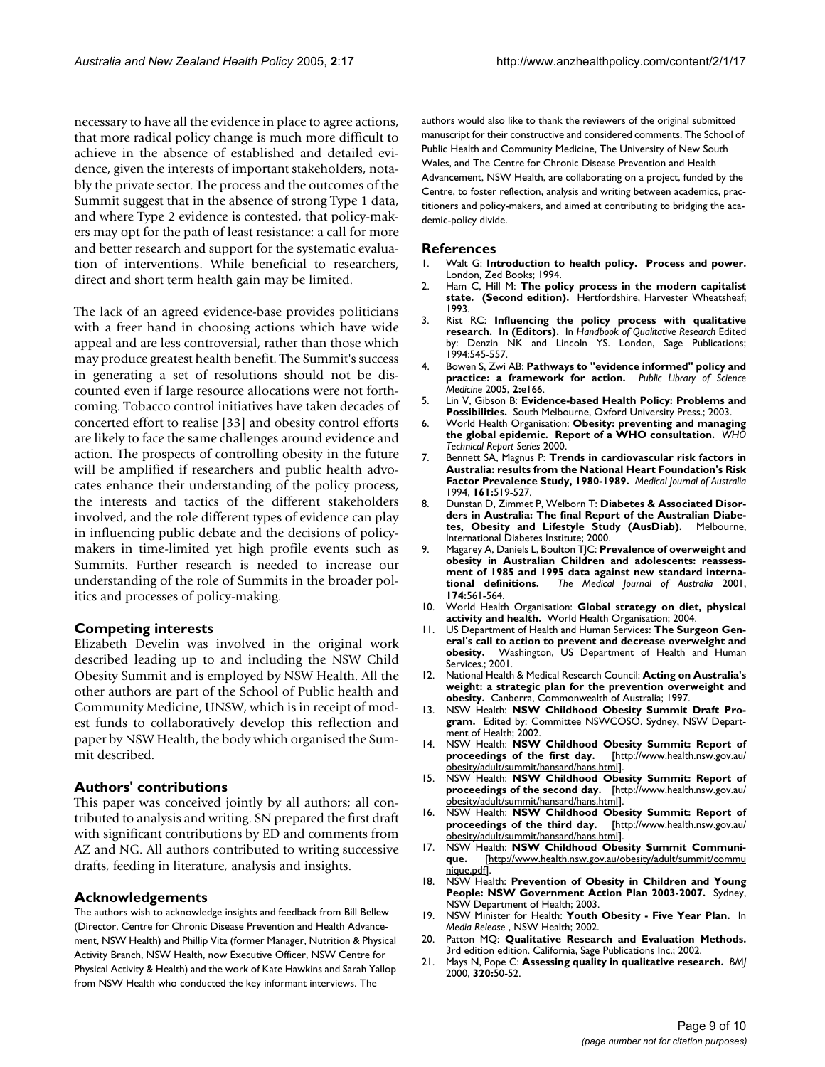necessary to have all the evidence in place to agree actions, that more radical policy change is much more difficult to achieve in the absence of established and detailed evidence, given the interests of important stakeholders, notably the private sector. The process and the outcomes of the Summit suggest that in the absence of strong Type 1 data, and where Type 2 evidence is contested, that policy-makers may opt for the path of least resistance: a call for more and better research and support for the systematic evaluation of interventions. While beneficial to researchers, direct and short term health gain may be limited.

The lack of an agreed evidence-base provides politicians with a freer hand in choosing actions which have wide appeal and are less controversial, rather than those which may produce greatest health benefit. The Summit's success in generating a set of resolutions should not be discounted even if large resource allocations were not forthcoming. Tobacco control initiatives have taken decades of concerted effort to realise [33] and obesity control efforts are likely to face the same challenges around evidence and action. The prospects of controlling obesity in the future will be amplified if researchers and public health advocates enhance their understanding of the policy process, the interests and tactics of the different stakeholders involved, and the role different types of evidence can play in influencing public debate and the decisions of policy-makers in time-limited yet high profile events such as Summits. Further research is needed to increase our understanding of the role of Summits in the broader politics and processes of policy-making.

## Competing interests

Elizabeth Develin was involved in the original work described leading up to and including the NSW Child Obesity Summit and is employed by NSW Health. All the other authors are part of the School of Public health and Community Medicine, UNSW, which is in receipt of modest funds to collaboratively develop this reflection and paper by NSW Health, the body which organised the Summit described.

## Authors' contributions

This paper was conceived jointly by all authors; all contributed to analysis and writing. SN prepared the first draft with significant contributions by ED and comments from AZ and NG. All authors contributed to writing successive drafts, feeding in literature, analysis and insights.

## Acknowledgements

The authors wish to acknowledge insights and feedback from Bill Bellew (Director, Centre for Chronic Disease Prevention and Health Advancement, NSW Health) and Phillip Vita (former Manager, Nutrition & Physical Activity Branch, NSW Health, now Executive Officer, NSW Centre for Physical Activity & Health) and the work of Kate Hawkins and Sarah Yallop from NSW Health who conducted the key informant interviews. The authors would also like to thank the reviewers of the original submitted manuscript for their constructive and considered comments. The School of Public Health and Community Medicine, The University of New South Wales, and The Centre for Chronic Disease Prevention and Health Advancement, NSW Health, are collaborating on a project, funded by the Centre, to foster reflection, analysis and writing between academics, practitioners and policy-makers, and aimed at contributing to bridging the academic-policy divide.

## References

1. Walt G: **Introduction to health policy. Process and power.** London, Zed Books; 1994.
2. Ham C, Hill M: **The policy process in the modern capitalist state. (Second edition).** Hertfordshire, Harvester Wheatsheaf; 1993.
3. Rist RC: **Influencing the policy process with qualitative research. In (Editors).** In *Handbook of Qualitative Research* Edited by: Denzin NK and Lincoln YS. London, Sage Publications; 1994:545-557.
4. Bowen S, Zwi AB: **Pathways to "evidence informed" policy and practice: a framework for action.** *Public Library of Science Medicine* 2005, **2:**e166.
5. Lin V, Gibson B: **Evidence-based Health Policy: Problems and Possibilities.** South Melbourne, Oxford University Press.; 2003.
6. World Health Organisation: **Obesity: preventing and managing the global epidemic. Report of a WHO consultation.** *WHO Technical Report Series* 2000.
7. Bennett SA, Magnus P: **Trends in cardiovascular risk factors in Australia: results from the National Heart Foundation's Risk Factor Prevalence Study, 1980-1989.** *Medical Journal of Australia* 1994, **161:**519-527.
8. Dunstan D, Zimmet P, Welborn T: **Diabetes & Associated Disorders in Australia: The final Report of the Australian Diabetes, Obesity and Lifestyle Study (AusDiab).** Melbourne, International Diabetes Institute; 2000.
9. Magarey A, Daniels L, Boulton TJC: **Prevalence of overweight and obesity in Australian Children and adolescents: reassessment of 1985 and 1995 data against new standard international definitions.** *The Medical Journal of Australia* 2001, **174:**561-564.
10. World Health Organisation: **Global strategy on diet, physical activity and health.** World Health Organisation; 2004.
11. US Department of Health and Human Services: **The Surgeon General's call to action to prevent and decrease overweight and obesity.** Washington, US Department of Health and Human Services.; 2001.
12. National Health & Medical Research Council: **Acting on Australia's weight: a strategic plan for the prevention overweight and obesity.** Canberra, Commonwealth of Australia; 1997.
13. NSW Health: **NSW Childhood Obesity Summit Draft Program.** Edited by: Committee NSWCOSO. Sydney, NSW Department of Health; 2002.
14. NSW Health: **NSW Childhood Obesity Summit: Report of proceedings of the first day.** [http://www.health.nsw.gov.au/obesity/adult/summit/hansard/hans.html].
15. NSW Health: **NSW Childhood Obesity Summit: Report of proceedings of the second day.** [http://www.health.nsw.gov.au/obesity/adult/summit/hansard/hans.html].
16. NSW Health: **NSW Childhood Obesity Summit: Report of proceedings of the third day.** [http://www.health.nsw.gov.au/obesity/adult/summit/hansard/hans.html].
17. NSW Health: **NSW Childhood Obesity Summit Communique.** [http://www.health.nsw.gov.au/obesity/adult/summit/communique.pdf].
18. NSW Health: **Prevention of Obesity in Children and Young People: NSW Government Action Plan 2003-2007.** Sydney, NSW Department of Health; 2003.
19. NSW Minister for Health: **Youth Obesity - Five Year Plan.** In *Media Release* , NSW Health; 2002.
20. Patton MQ: **Qualitative Research and Evaluation Methods.** 3rd edition edition. California, Sage Publications Inc.; 2002.
21. Mays N, Pope C: **Assessing quality in qualitative research.** *BMJ* 2000, **320:**50-52.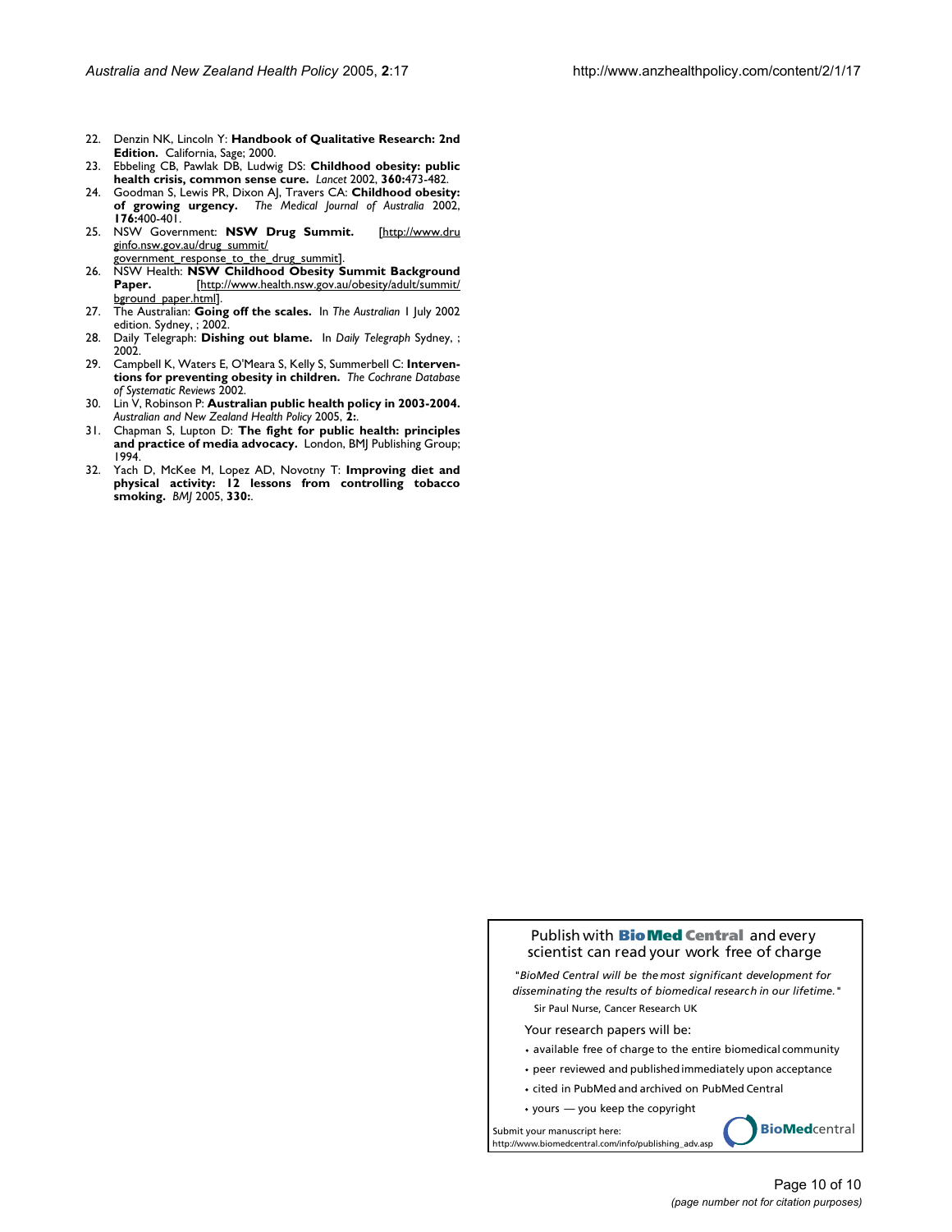22. Denzin NK, Lincoln Y: **Handbook of Qualitative Research: 2nd Edition.** California, Sage; 2000.
23. Ebbeling CB, Pawlak DB, Ludwig DS: **Childhood obesity: public health crisis, common sense cure.** *Lancet* 2002, **360:**473-482.
24. Goodman S, Lewis PR, Dixon AJ, Travers CA: **Childhood obesity: of growing urgency.** *The Medical Journal of Australia* 2002, **176:**400-401.
25. NSW Government: **NSW Drug Summit.** [http://www.druginfo.nsw.gov.au/drug_summit/government_response_to_the_drug_summit].
26. NSW Health: **NSW Childhood Obesity Summit Background Paper.** [http://www.health.nsw.gov.au/obesity/adult/summit/bground_paper.html].
27. The Australian: **Going off the scales.** In *The Australian* 1 July 2002 edition. Sydney, ; 2002.
28. Daily Telegraph: **Dishing out blame.** In *Daily Telegraph* Sydney, ; 2002.
29. Campbell K, Waters E, O'Meara S, Kelly S, Summerbell C: **Interventions for preventing obesity in children.** *The Cochrane Database of Systematic Reviews* 2002.
30. Lin V, Robinson P: **Australian public health policy in 2003-2004.** *Australian and New Zealand Health Policy* 2005, **2:**.
31. Chapman S, Lupton D: **The fight for public health: principles and practice of media advocacy.** London, BMJ Publishing Group; 1994.
32. Yach D, McKee M, Lopez AD, Novotny T: **Improving diet and physical activity: 12 lessons from controlling tobacco smoking.** *BMJ* 2005, **330:**.

Publish with **BioMed Central** and every scientist can read your work free of charge

*"BioMed Central will be the most significant development for disseminating the results of biomedical research in our lifetime."*

Sir Paul Nurse, Cancer Research UK

Your research papers will be:

- available free of charge to the entire biomedical community
- peer reviewed and published immediately upon acceptance
- cited in PubMed and archived on PubMed Central
- yours — you keep the copyright

Submit your manuscript here:
http://www.biomedcentral.com/info/publishing_adv.asp

**BioMed**central